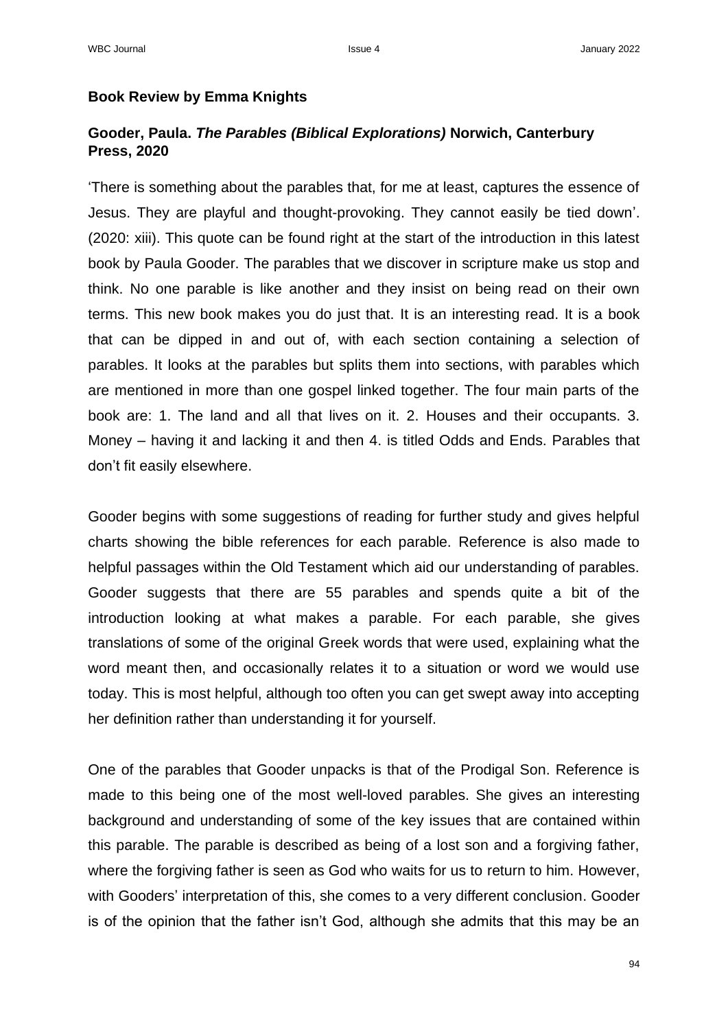**Book Review by Emma Knights**

**Gooder, Paula. *The Parables (Biblical Explorations)* Norwich, Canterbury Press, 2020**

'There is something about the parables that, for me at least, captures the essence of Jesus. They are playful and thought-provoking. They cannot easily be tied down'. (2020: xiii). This quote can be found right at the start of the introduction in this latest book by Paula Gooder. The parables that we discover in scripture make us stop and think. No one parable is like another and they insist on being read on their own terms. This new book makes you do just that. It is an interesting read. It is a book that can be dipped in and out of, with each section containing a selection of parables. It looks at the parables but splits them into sections, with parables which are mentioned in more than one gospel linked together. The four main parts of the book are: 1. The land and all that lives on it. 2. Houses and their occupants. 3. Money – having it and lacking it and then 4. is titled Odds and Ends. Parables that don't fit easily elsewhere.

Gooder begins with some suggestions of reading for further study and gives helpful charts showing the bible references for each parable. Reference is also made to helpful passages within the Old Testament which aid our understanding of parables. Gooder suggests that there are 55 parables and spends quite a bit of the introduction looking at what makes a parable. For each parable, she gives translations of some of the original Greek words that were used, explaining what the word meant then, and occasionally relates it to a situation or word we would use today. This is most helpful, although too often you can get swept away into accepting her definition rather than understanding it for yourself.

One of the parables that Gooder unpacks is that of the Prodigal Son. Reference is made to this being one of the most well-loved parables. She gives an interesting background and understanding of some of the key issues that are contained within this parable. The parable is described as being of a lost son and a forgiving father, where the forgiving father is seen as God who waits for us to return to him. However, with Gooders' interpretation of this, she comes to a very different conclusion. Gooder is of the opinion that the father isn't God, although she admits that this may be an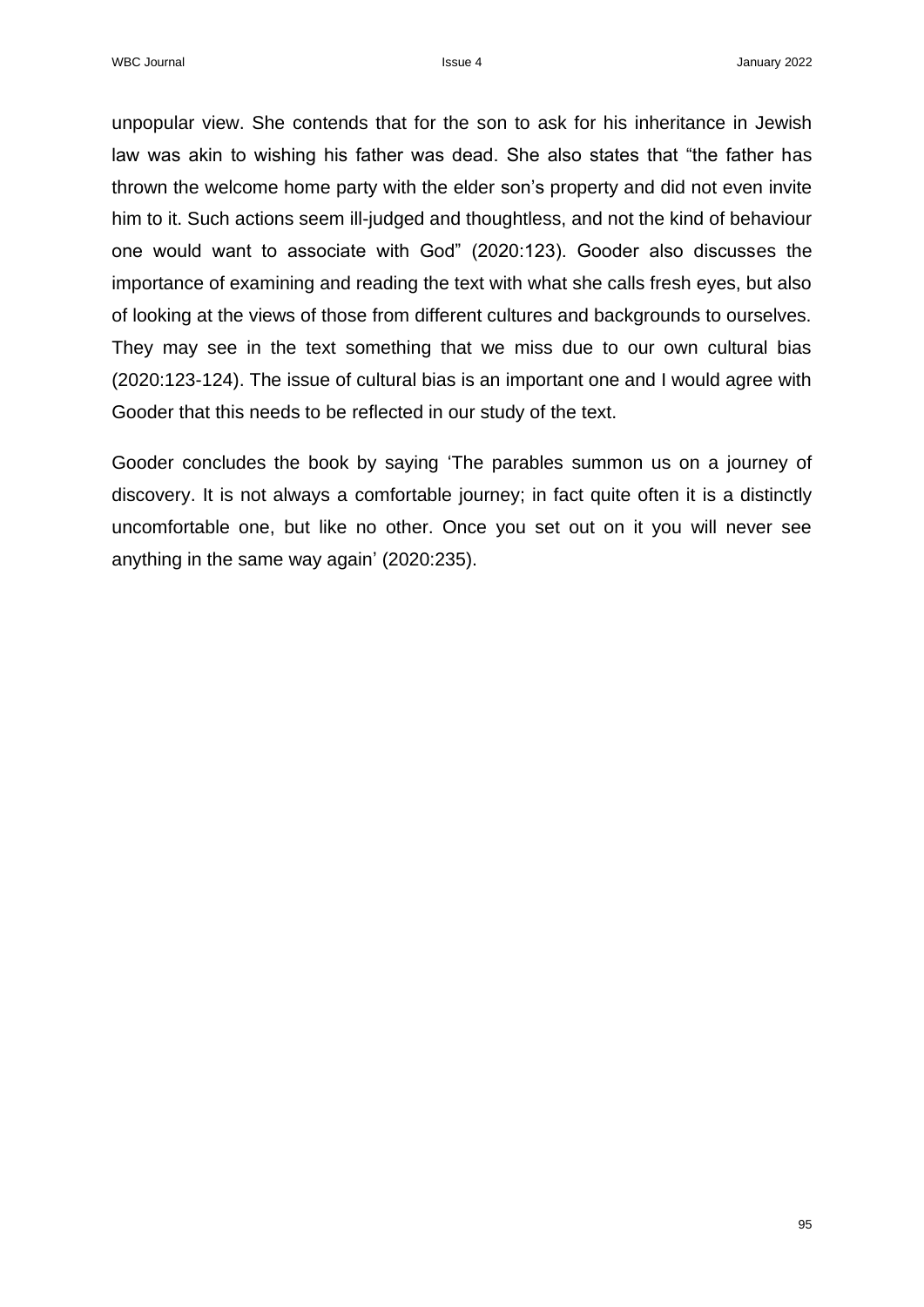unpopular view. She contends that for the son to ask for his inheritance in Jewish law was akin to wishing his father was dead. She also states that "the father has thrown the welcome home party with the elder son's property and did not even invite him to it. Such actions seem ill-judged and thoughtless, and not the kind of behaviour one would want to associate with God" (2020:123). Gooder also discusses the importance of examining and reading the text with what she calls fresh eyes, but also of looking at the views of those from different cultures and backgrounds to ourselves. They may see in the text something that we miss due to our own cultural bias (2020:123-124). The issue of cultural bias is an important one and I would agree with Gooder that this needs to be reflected in our study of the text.

Gooder concludes the book by saying 'The parables summon us on a journey of discovery. It is not always a comfortable journey; in fact quite often it is a distinctly uncomfortable one, but like no other. Once you set out on it you will never see anything in the same way again' (2020:235).